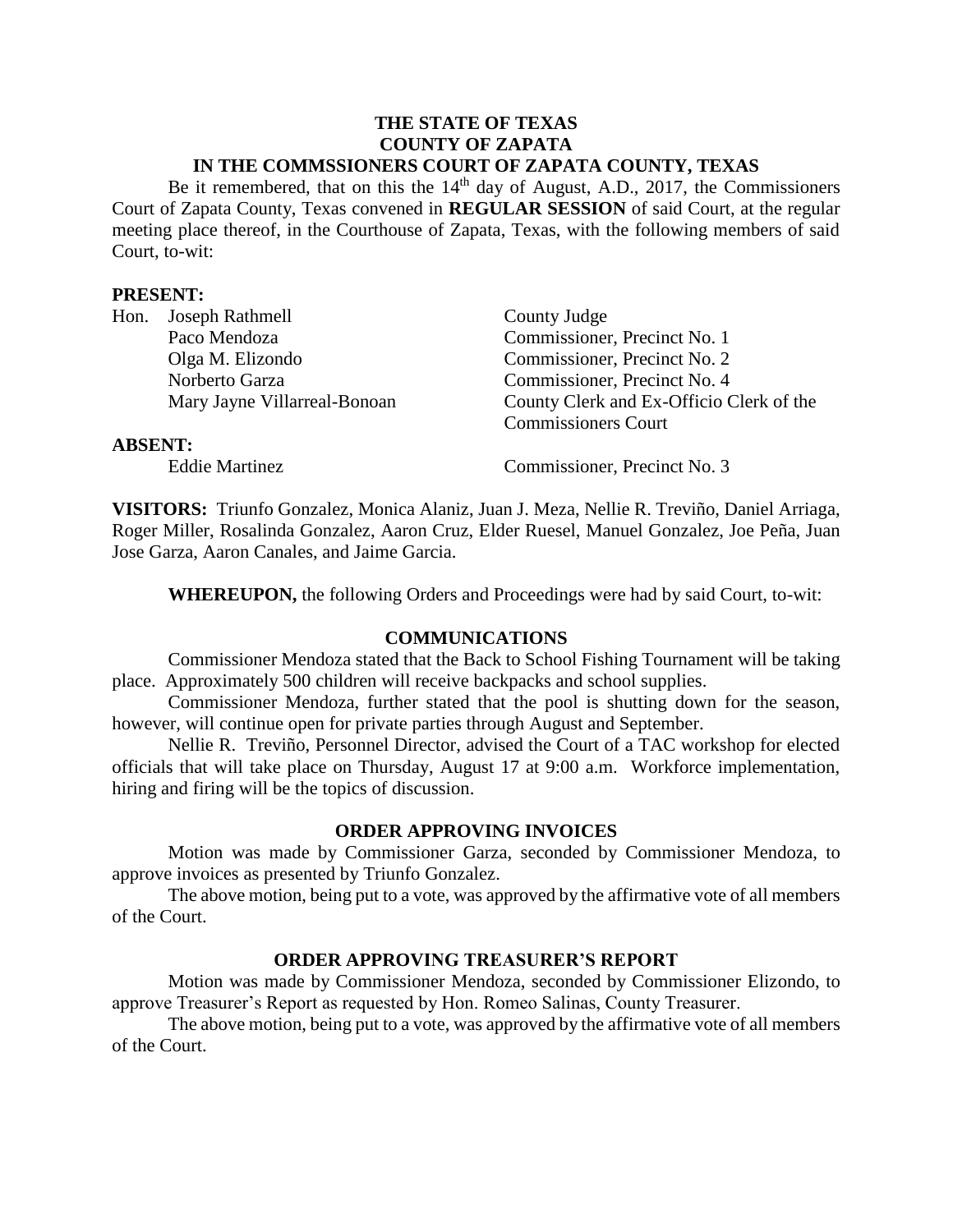**THE STATE OF TEXAS**
**COUNTY OF ZAPATA**
**IN THE COMMSSIONERS COURT OF ZAPATA COUNTY, TEXAS**

Be it remembered, that on this the 14th day of August, A.D., 2017, the Commissioners Court of Zapata County, Texas convened in **REGULAR SESSION** of said Court, at the regular meeting place thereof, in the Courthouse of Zapata, Texas, with the following members of said Court, to-wit:

**PRESENT:**

| | |
|---|---|
| Hon. Joseph Rathmell | County Judge |
| Paco Mendoza | Commissioner, Precinct No. 1 |
| Olga M. Elizondo | Commissioner, Precinct No. 2 |
| Norberto Garza | Commissioner, Precinct No. 4 |
| Mary Jayne Villarreal-Bonoan | County Clerk and Ex-Officio Clerk of the Commissioners Court |

**ABSENT:**

| | |
|---|---|
| Eddie Martinez | Commissioner, Precinct No. 3 |

**VISITORS:** Triunfo Gonzalez, Monica Alaniz, Juan J. Meza, Nellie R. Treviño, Daniel Arriaga, Roger Miller, Rosalinda Gonzalez, Aaron Cruz, Elder Ruesel, Manuel Gonzalez, Joe Peña, Juan Jose Garza, Aaron Canales, and Jaime Garcia.

**WHEREUPON,** the following Orders and Proceedings were had by said Court, to-wit:

**COMMUNICATIONS**

Commissioner Mendoza stated that the Back to School Fishing Tournament will be taking place. Approximately 500 children will receive backpacks and school supplies.

Commissioner Mendoza, further stated that the pool is shutting down for the season, however, will continue open for private parties through August and September.

Nellie R. Treviño, Personnel Director, advised the Court of a TAC workshop for elected officials that will take place on Thursday, August 17 at 9:00 a.m. Workforce implementation, hiring and firing will be the topics of discussion.

**ORDER APPROVING INVOICES**

Motion was made by Commissioner Garza, seconded by Commissioner Mendoza, to approve invoices as presented by Triunfo Gonzalez.

The above motion, being put to a vote, was approved by the affirmative vote of all members of the Court.

**ORDER APPROVING TREASURER'S REPORT**

Motion was made by Commissioner Mendoza, seconded by Commissioner Elizondo, to approve Treasurer's Report as requested by Hon. Romeo Salinas, County Treasurer.

The above motion, being put to a vote, was approved by the affirmative vote of all members of the Court.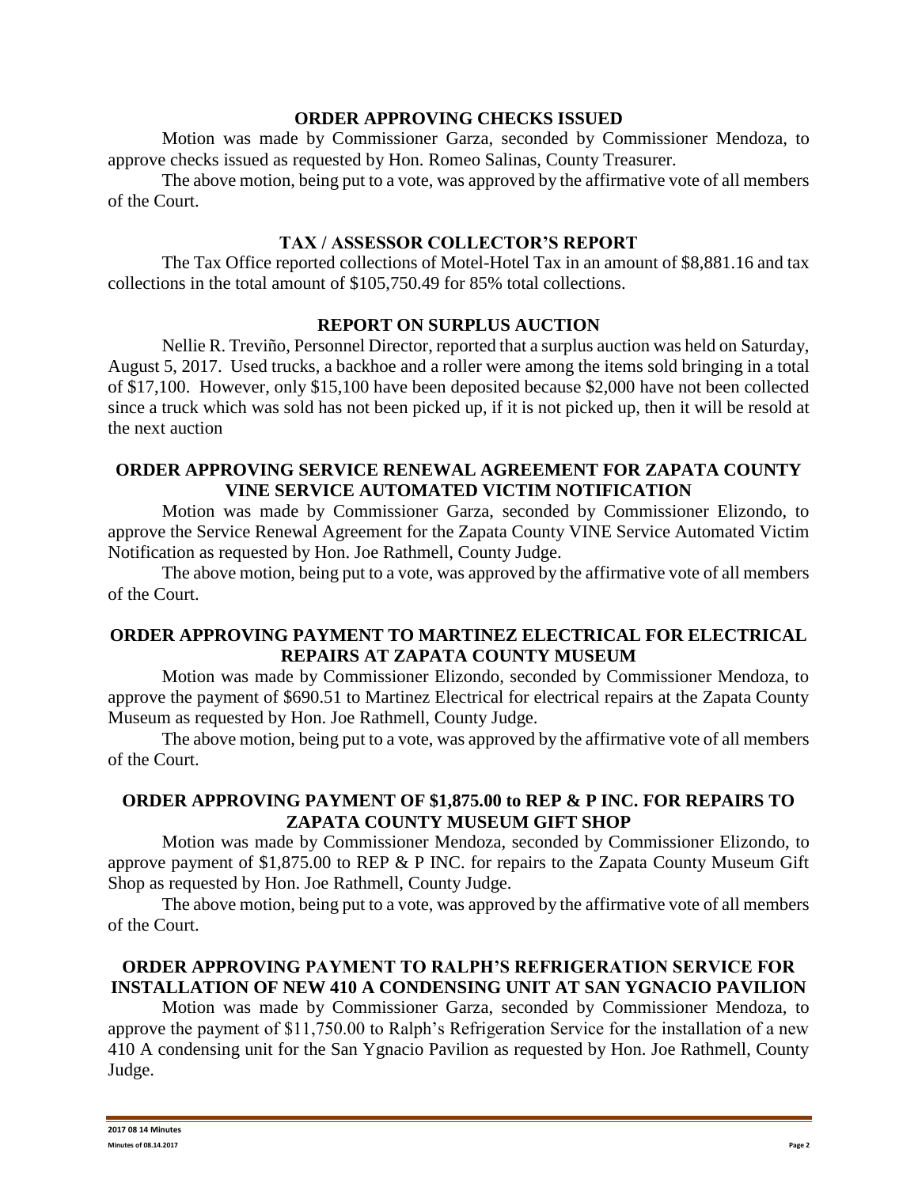## ORDER APPROVING CHECKS ISSUED

Motion was made by Commissioner Garza, seconded by Commissioner Mendoza, to approve checks issued as requested by Hon. Romeo Salinas, County Treasurer.

The above motion, being put to a vote, was approved by the affirmative vote of all members of the Court.

## TAX / ASSESSOR COLLECTOR'S REPORT

The Tax Office reported collections of Motel-Hotel Tax in an amount of $8,881.16 and tax collections in the total amount of $105,750.49 for 85% total collections.

## REPORT ON SURPLUS AUCTION

Nellie R. Treviño, Personnel Director, reported that a surplus auction was held on Saturday, August 5, 2017. Used trucks, a backhoe and a roller were among the items sold bringing in a total of $17,100. However, only $15,100 have been deposited because $2,000 have not been collected since a truck which was sold has not been picked up, if it is not picked up, then it will be resold at the next auction

## ORDER APPROVING SERVICE RENEWAL AGREEMENT FOR ZAPATA COUNTY VINE SERVICE AUTOMATED VICTIM NOTIFICATION

Motion was made by Commissioner Garza, seconded by Commissioner Elizondo, to approve the Service Renewal Agreement for the Zapata County VINE Service Automated Victim Notification as requested by Hon. Joe Rathmell, County Judge.

The above motion, being put to a vote, was approved by the affirmative vote of all members of the Court.

## ORDER APPROVING PAYMENT TO MARTINEZ ELECTRICAL FOR ELECTRICAL REPAIRS AT ZAPATA COUNTY MUSEUM

Motion was made by Commissioner Elizondo, seconded by Commissioner Mendoza, to approve the payment of $690.51 to Martinez Electrical for electrical repairs at the Zapata County Museum as requested by Hon. Joe Rathmell, County Judge.

The above motion, being put to a vote, was approved by the affirmative vote of all members of the Court.

## ORDER APPROVING PAYMENT OF $1,875.00 to REP & P INC. FOR REPAIRS TO ZAPATA COUNTY MUSEUM GIFT SHOP

Motion was made by Commissioner Mendoza, seconded by Commissioner Elizondo, to approve payment of $1,875.00 to REP & P INC. for repairs to the Zapata County Museum Gift Shop as requested by Hon. Joe Rathmell, County Judge.

The above motion, being put to a vote, was approved by the affirmative vote of all members of the Court.

## ORDER APPROVING PAYMENT TO RALPH'S REFRIGERATION SERVICE FOR INSTALLATION OF NEW 410 A CONDENSING UNIT AT SAN YGNACIO PAVILION

Motion was made by Commissioner Garza, seconded by Commissioner Mendoza, to approve the payment of $11,750.00 to Ralph's Refrigeration Service for the installation of a new 410 A condensing unit for the San Ygnacio Pavilion as requested by Hon. Joe Rathmell, County Judge.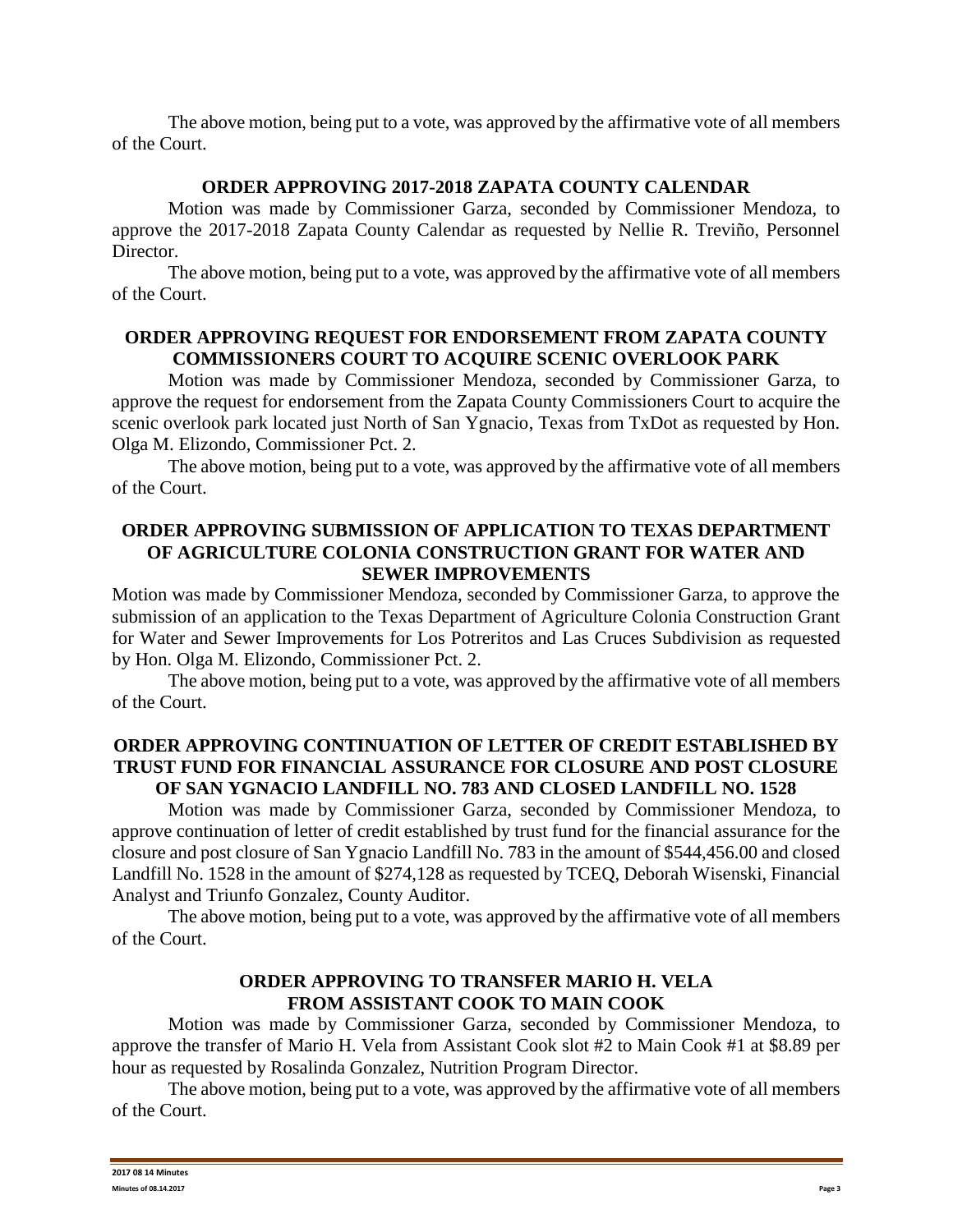The above motion, being put to a vote, was approved by the affirmative vote of all members of the Court.

**ORDER APPROVING 2017-2018 ZAPATA COUNTY CALENDAR**

Motion was made by Commissioner Garza, seconded by Commissioner Mendoza, to approve the 2017-2018 Zapata County Calendar as requested by Nellie R. Treviño, Personnel Director.

The above motion, being put to a vote, was approved by the affirmative vote of all members of the Court.

**ORDER APPROVING REQUEST FOR ENDORSEMENT FROM ZAPATA COUNTY COMMISSIONERS COURT TO ACQUIRE SCENIC OVERLOOK PARK**

Motion was made by Commissioner Mendoza, seconded by Commissioner Garza, to approve the request for endorsement from the Zapata County Commissioners Court to acquire the scenic overlook park located just North of San Ygnacio, Texas from TxDot as requested by Hon. Olga M. Elizondo, Commissioner Pct. 2.

The above motion, being put to a vote, was approved by the affirmative vote of all members of the Court.

**ORDER APPROVING SUBMISSION OF APPLICATION TO TEXAS DEPARTMENT OF AGRICULTURE COLONIA CONSTRUCTION GRANT FOR WATER AND SEWER IMPROVEMENTS**

Motion was made by Commissioner Mendoza, seconded by Commissioner Garza, to approve the submission of an application to the Texas Department of Agriculture Colonia Construction Grant for Water and Sewer Improvements for Los Potreritos and Las Cruces Subdivision as requested by Hon. Olga M. Elizondo, Commissioner Pct. 2.

The above motion, being put to a vote, was approved by the affirmative vote of all members of the Court.

**ORDER APPROVING CONTINUATION OF LETTER OF CREDIT ESTABLISHED BY TRUST FUND FOR FINANCIAL ASSURANCE FOR CLOSURE AND POST CLOSURE OF SAN YGNACIO LANDFILL NO. 783 AND CLOSED LANDFILL NO. 1528**

Motion was made by Commissioner Garza, seconded by Commissioner Mendoza, to approve continuation of letter of credit established by trust fund for the financial assurance for the closure and post closure of San Ygnacio Landfill No. 783 in the amount of $544,456.00 and closed Landfill No. 1528 in the amount of $274,128 as requested by TCEQ, Deborah Wisenski, Financial Analyst and Triunfo Gonzalez, County Auditor.

The above motion, being put to a vote, was approved by the affirmative vote of all members of the Court.

**ORDER APPROVING TO TRANSFER MARIO H. VELA FROM ASSISTANT COOK TO MAIN COOK**

Motion was made by Commissioner Garza, seconded by Commissioner Mendoza, to approve the transfer of Mario H. Vela from Assistant Cook slot #2 to Main Cook #1 at $8.89 per hour as requested by Rosalinda Gonzalez, Nutrition Program Director.

The above motion, being put to a vote, was approved by the affirmative vote of all members of the Court.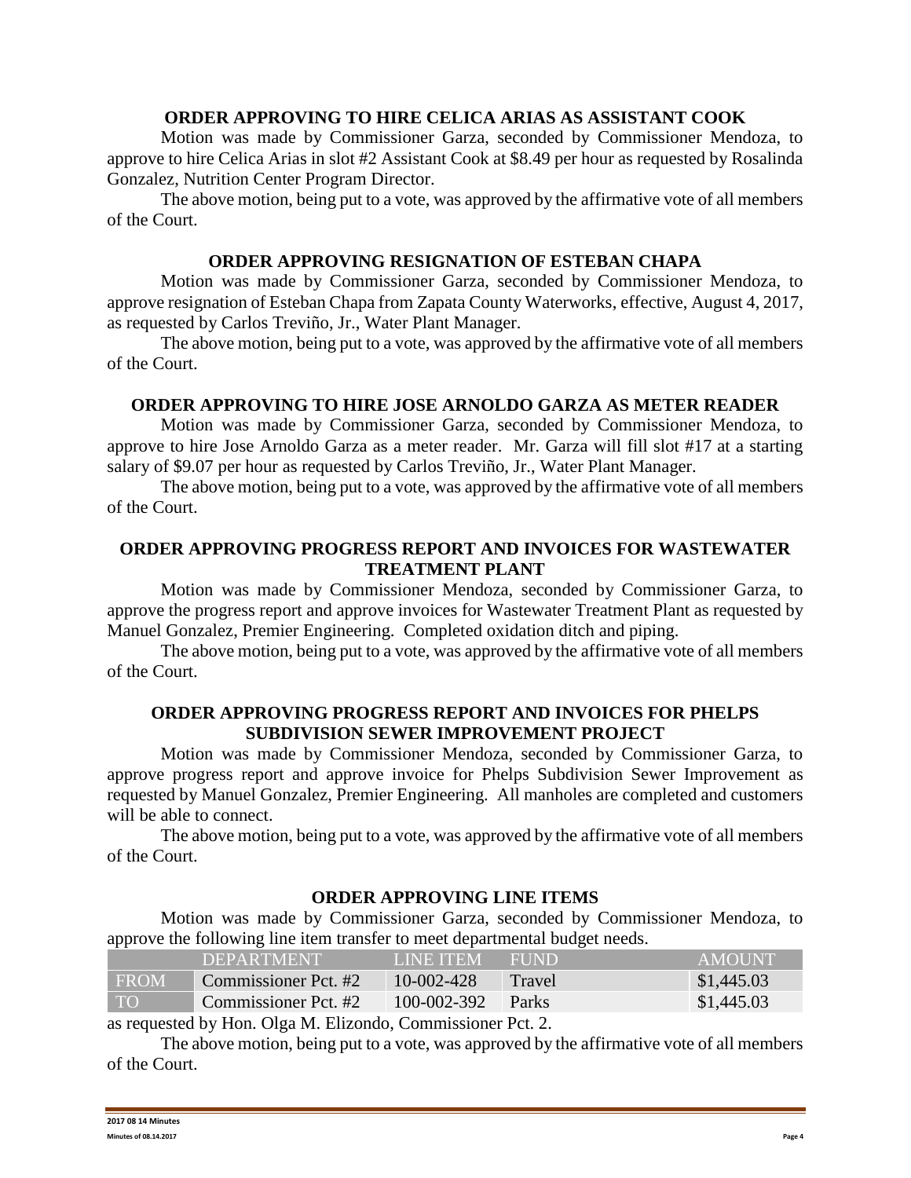## ORDER APPROVING TO HIRE CELICA ARIAS AS ASSISTANT COOK

Motion was made by Commissioner Garza, seconded by Commissioner Mendoza, to approve to hire Celica Arias in slot #2 Assistant Cook at $8.49 per hour as requested by Rosalinda Gonzalez, Nutrition Center Program Director.

The above motion, being put to a vote, was approved by the affirmative vote of all members of the Court.

## ORDER APPROVING RESIGNATION OF ESTEBAN CHAPA

Motion was made by Commissioner Garza, seconded by Commissioner Mendoza, to approve resignation of Esteban Chapa from Zapata County Waterworks, effective, August 4, 2017, as requested by Carlos Treviño, Jr., Water Plant Manager.

The above motion, being put to a vote, was approved by the affirmative vote of all members of the Court.

## ORDER APPROVING TO HIRE JOSE ARNOLDO GARZA AS METER READER

Motion was made by Commissioner Garza, seconded by Commissioner Mendoza, to approve to hire Jose Arnoldo Garza as a meter reader. Mr. Garza will fill slot #17 at a starting salary of $9.07 per hour as requested by Carlos Treviño, Jr., Water Plant Manager.

The above motion, being put to a vote, was approved by the affirmative vote of all members of the Court.

## ORDER APPROVING PROGRESS REPORT AND INVOICES FOR WASTEWATER TREATMENT PLANT

Motion was made by Commissioner Mendoza, seconded by Commissioner Garza, to approve the progress report and approve invoices for Wastewater Treatment Plant as requested by Manuel Gonzalez, Premier Engineering. Completed oxidation ditch and piping.

The above motion, being put to a vote, was approved by the affirmative vote of all members of the Court.

## ORDER APPROVING PROGRESS REPORT AND INVOICES FOR PHELPS SUBDIVISION SEWER IMPROVEMENT PROJECT

Motion was made by Commissioner Mendoza, seconded by Commissioner Garza, to approve progress report and approve invoice for Phelps Subdivision Sewer Improvement as requested by Manuel Gonzalez, Premier Engineering. All manholes are completed and customers will be able to connect.

The above motion, being put to a vote, was approved by the affirmative vote of all members of the Court.

## ORDER APPROVING LINE ITEMS

Motion was made by Commissioner Garza, seconded by Commissioner Mendoza, to approve the following line item transfer to meet departmental budget needs.

| | DEPARTMENT | LINE ITEM | FUND | AMOUNT |
|---|---|---|---|---|
| FROM | Commissioner Pct. #2 | 10-002-428 | Travel | $1,445.03 |
| TO | Commissioner Pct. #2 | 100-002-392 | Parks | $1,445.03 |

as requested by Hon. Olga M. Elizondo, Commissioner Pct. 2.

The above motion, being put to a vote, was approved by the affirmative vote of all members of the Court.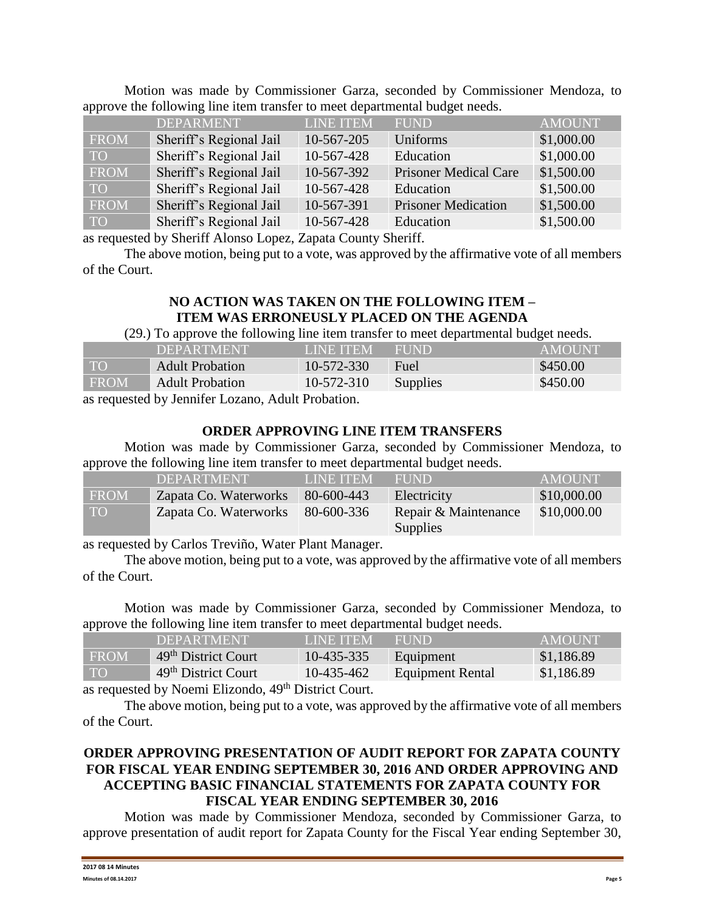Motion was made by Commissioner Garza, seconded by Commissioner Mendoza, to approve the following line item transfer to meet departmental budget needs.

| | DEPARMENT | LINE ITEM | FUND | AMOUNT |
|---|---|---|---|---|
| FROM | Sheriff's Regional Jail | 10-567-205 | Uniforms | $1,000.00 |
| TO | Sheriff's Regional Jail | 10-567-428 | Education | $1,000.00 |
| FROM | Sheriff's Regional Jail | 10-567-392 | Prisoner Medical Care | $1,500.00 |
| TO | Sheriff's Regional Jail | 10-567-428 | Education | $1,500.00 |
| FROM | Sheriff's Regional Jail | 10-567-391 | Prisoner Medication | $1,500.00 |
| TO | Sheriff's Regional Jail | 10-567-428 | Education | $1,500.00 |

as requested by Sheriff Alonso Lopez, Zapata County Sheriff.

The above motion, being put to a vote, was approved by the affirmative vote of all members of the Court.

**NO ACTION WAS TAKEN ON THE FOLLOWING ITEM – ITEM WAS ERRONEUSLY PLACED ON THE AGENDA**

(29.) To approve the following line item transfer to meet departmental budget needs.

| | DEPARTMENT | LINE ITEM | FUND | AMOUNT |
|---|---|---|---|---|
| TO | Adult Probation | 10-572-330 | Fuel | $450.00 |
| FROM | Adult Probation | 10-572-310 | Supplies | $450.00 |

as requested by Jennifer Lozano, Adult Probation.

**ORDER APPROVING LINE ITEM TRANSFERS**

Motion was made by Commissioner Garza, seconded by Commissioner Mendoza, to approve the following line item transfer to meet departmental budget needs.

| | DEPARTMENT | LINE ITEM | FUND | AMOUNT |
|---|---|---|---|---|
| FROM | Zapata Co. Waterworks | 80-600-443 | Electricity | $10,000.00 |
| TO | Zapata Co. Waterworks | 80-600-336 | Repair & Maintenance Supplies | $10,000.00 |

as requested by Carlos Treviño, Water Plant Manager.

The above motion, being put to a vote, was approved by the affirmative vote of all members of the Court.

Motion was made by Commissioner Garza, seconded by Commissioner Mendoza, to approve the following line item transfer to meet departmental budget needs.

| | DEPARTMENT | LINE ITEM | FUND | AMOUNT |
|---|---|---|---|---|
| FROM | 49th District Court | 10-435-335 | Equipment | $1,186.89 |
| TO | 49th District Court | 10-435-462 | Equipment Rental | $1,186.89 |

as requested by Noemi Elizondo, 49th District Court.

The above motion, being put to a vote, was approved by the affirmative vote of all members of the Court.

**ORDER APPROVING PRESENTATION OF AUDIT REPORT FOR ZAPATA COUNTY FOR FISCAL YEAR ENDING SEPTEMBER 30, 2016 AND ORDER APPROVING AND ACCEPTING BASIC FINANCIAL STATEMENTS FOR ZAPATA COUNTY FOR FISCAL YEAR ENDING SEPTEMBER 30, 2016**

Motion was made by Commissioner Mendoza, seconded by Commissioner Garza, to approve presentation of audit report for Zapata County for the Fiscal Year ending September 30,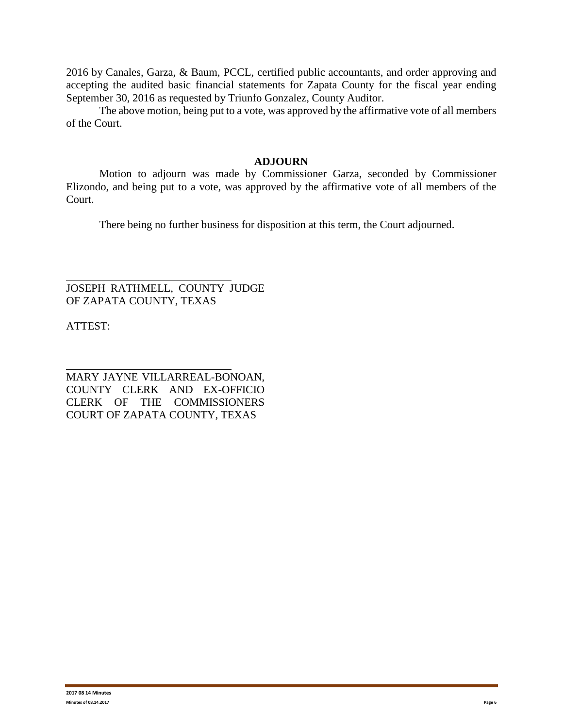2016 by Canales, Garza, & Baum, PCCL, certified public accountants, and order approving and accepting the audited basic financial statements for Zapata County for the fiscal year ending September 30, 2016 as requested by Triunfo Gonzalez, County Auditor.

The above motion, being put to a vote, was approved by the affirmative vote of all members of the Court.

**ADJOURN**

Motion to adjourn was made by Commissioner Garza, seconded by Commissioner Elizondo, and being put to a vote, was approved by the affirmative vote of all members of the Court.

There being no further business for disposition at this term, the Court adjourned.

______________________________
JOSEPH RATHMELL, COUNTY JUDGE
OF ZAPATA COUNTY, TEXAS

ATTEST:

______________________________
MARY JAYNE VILLARREAL-BONOAN,
COUNTY CLERK AND EX-OFFICIO
CLERK OF THE COMMISSIONERS
COURT OF ZAPATA COUNTY, TEXAS